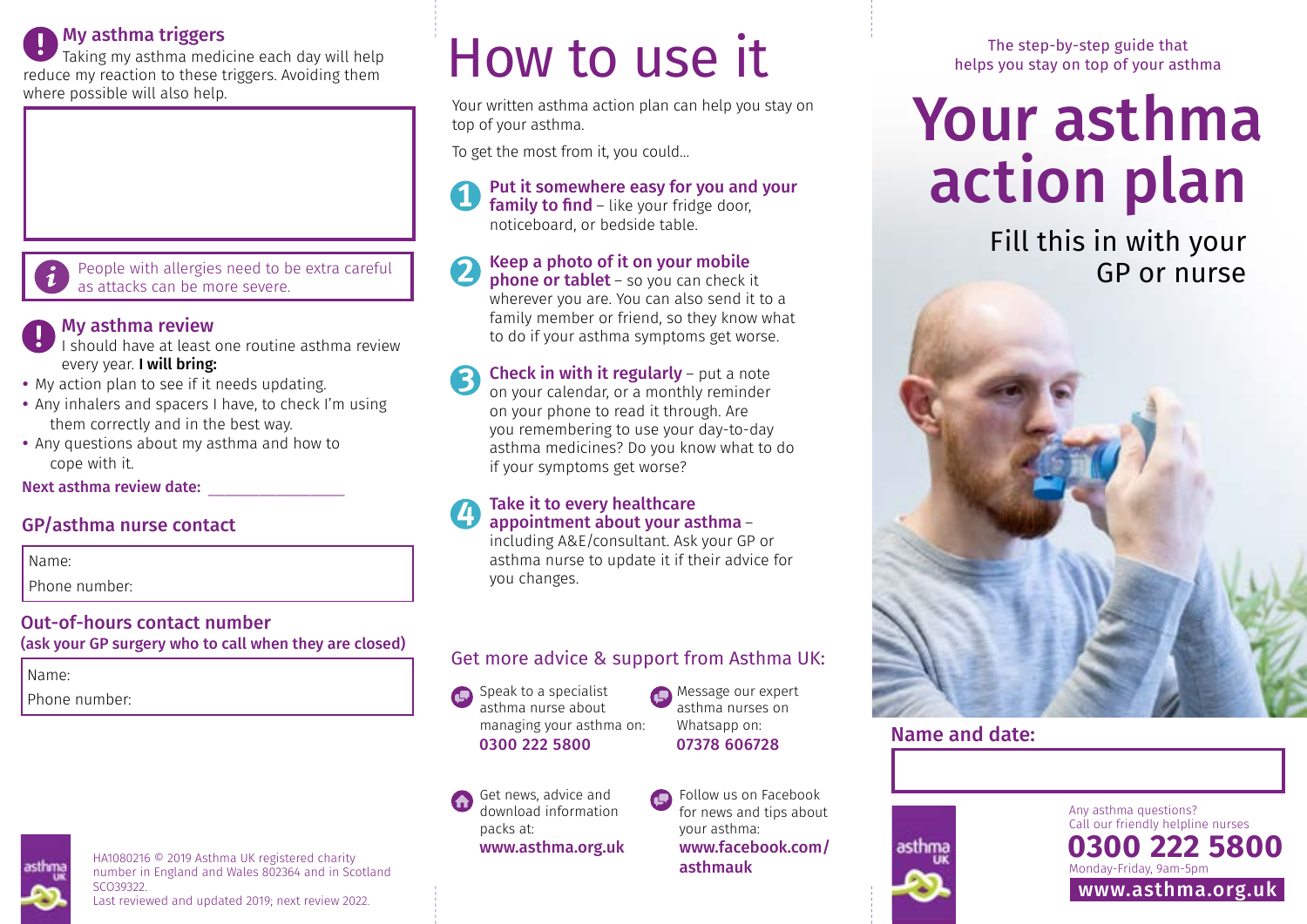## My asthma triggers

Taking my asthma medicine each day will help reduce my reaction to these triggers. Avoiding them where possible will also help.

People with allergies need to be extra careful as attacks can be more severe.

## My asthma review

I should have at least one routine asthma review every year. **I will bring:**

- My action plan to see if it needs updating.
- Any inhalers and spacers I have, to check I'm using them correctly and in the best way.
- Any questions about my asthma and how to cope with it.

**Next asthma review date:** ________________

## GP/asthma nurse contact

Name:

Phone number:

## Out-of-hours contact number

**(ask your GP surgery who to call when they are closed)**

Name:

Phone number:

HA1080216 © 2019 Asthma UK registered charity number in England and Wales 802364 and in Scotland SC039322.
Last reviewed and updated 2019; next review 2022.

# How to use it

Your written asthma action plan can help you stay on top of your asthma.

To get the most from it, you could...

1. **Put it somewhere easy for you and your family to find** – like your fridge door, noticeboard, or bedside table.
2. **Keep a photo of it on your mobile phone or tablet** – so you can check it wherever you are. You can also send it to a family member or friend, so they know what to do if your asthma symptoms get worse.
3. **Check in with it regularly** – put a note on your calendar, or a monthly reminder on your phone to read it through. Are you remembering to use your day-to-day asthma medicines? Do you know what to do if your symptoms get worse?
4. **Take it to every healthcare appointment about your asthma** – including A&E/consultant. Ask your GP or asthma nurse to update it if their advice for you changes.

## Get more advice & support from Asthma UK:

Speak to a specialist asthma nurse about managing your asthma on: **0300 222 5800**

Message our expert asthma nurses on Whatsapp on: **07378 606728**

Get news, advice and download information packs at: **www.asthma.org.uk**

Follow us on Facebook for news and tips about your asthma: **www.facebook.com/asthmauk**

The step-by-step guide that helps you stay on top of your asthma

# Your asthma action plan

Fill this in with your GP or nurse

## Name and date:

Any asthma questions?
Call our friendly helpline nurses
**0300 222 5800**
Monday-Friday, 9am-5pm
**www.asthma.org.uk**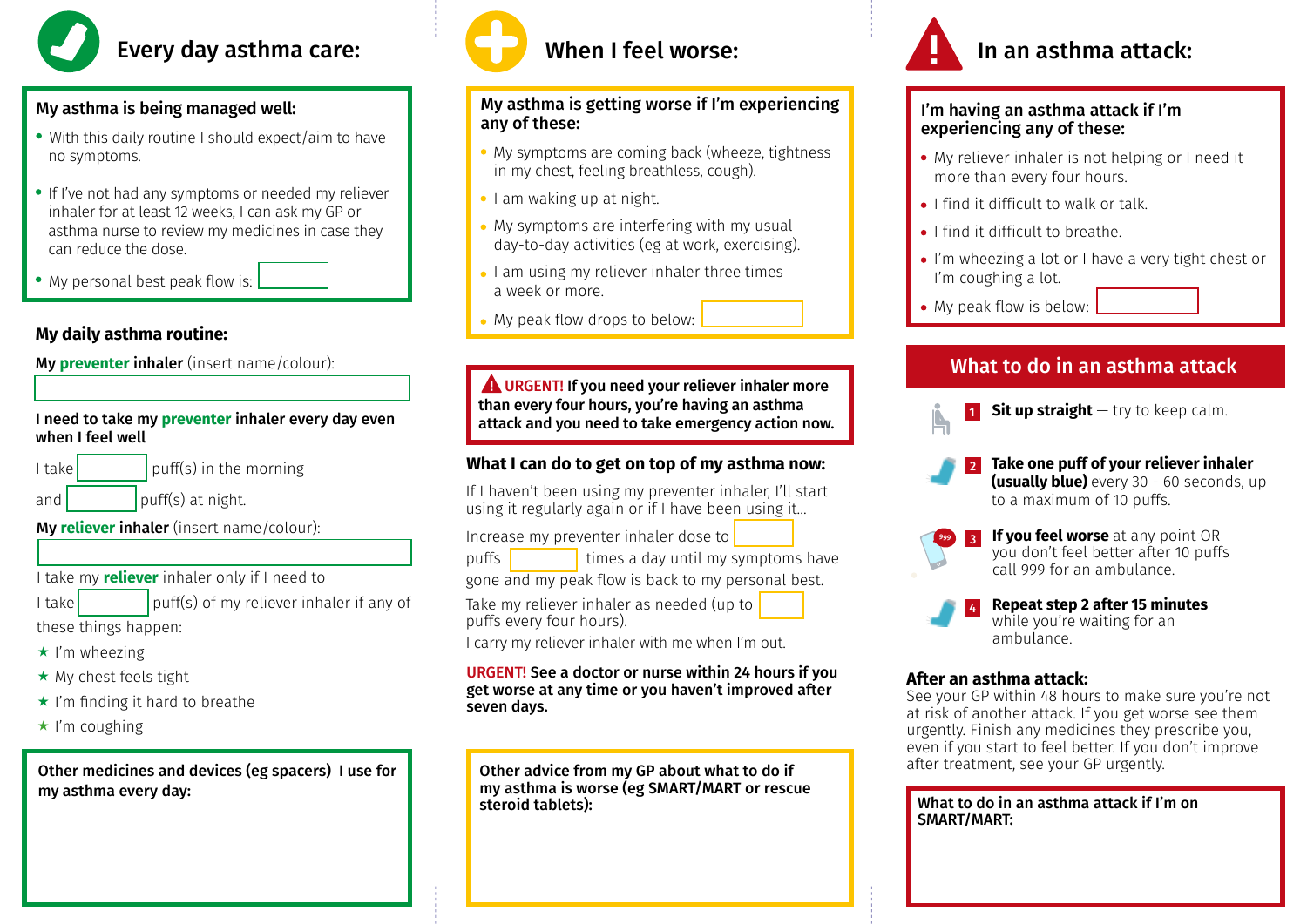## Every day asthma care:

**My asthma is being managed well:**

- With this daily routine I should expect/aim to have no symptoms.
- If I've not had any symptoms or needed my reliever inhaler for at least 12 weeks, I can ask my GP or asthma nurse to review my medicines in case they can reduce the dose.
- My personal best peak flow is: ______

### My daily asthma routine:

**My preventer inhaler** (insert name/colour):

______

**I need to take my preventer inhaler every day even when I feel well**

I take ______ puff(s) in the morning

and ______ puff(s) at night.

**My reliever inhaler** (insert name/colour):

______

I take my **reliever** inhaler only if I need to

I take ______ puff(s) of my reliever inhaler if any of these things happen:

- ★ I'm wheezing
- ★ My chest feels tight
- ★ I'm finding it hard to breathe
- ★ I'm coughing

**Other medicines and devices (eg spacers) I use for my asthma every day:**

## When I feel worse:

**My asthma is getting worse if I'm experiencing any of these:**

- My symptoms are coming back (wheeze, tightness in my chest, feeling breathless, cough).
- I am waking up at night.
- My symptoms are interfering with my usual day-to-day activities (eg at work, exercising).
- I am using my reliever inhaler three times a week or more.
- My peak flow drops to below: ______

**URGENT! If you need your reliever inhaler more than every four hours, you're having an asthma attack and you need to take emergency action now.**

### What I can do to get on top of my asthma now:

If I haven't been using my preventer inhaler, I'll start using it regularly again or if I have been using it...

Increase my preventer inhaler dose to ______ puffs ______ times a day until my symptoms have gone and my peak flow is back to my personal best.

Take my reliever inhaler as needed (up to ______ puffs every four hours).

I carry my reliever inhaler with me when I'm out.

**URGENT! See a doctor or nurse within 24 hours if you get worse at any time or you haven't improved after seven days.**

**Other advice from my GP about what to do if my asthma is worse (eg SMART/MART or rescue steroid tablets):**

## In an asthma attack:

**I'm having an asthma attack if I'm experiencing any of these:**

- My reliever inhaler is not helping or I need it more than every four hours.
- I find it difficult to walk or talk.
- I find it difficult to breathe.
- I'm wheezing a lot or I have a very tight chest or I'm coughing a lot.
- My peak flow is below: ______

### What to do in an asthma attack

1. **Sit up straight** — try to keep calm.
2. **Take one puff of your reliever inhaler (usually blue)** every 30 - 60 seconds, up to a maximum of 10 puffs.
3. **If you feel worse** at any point OR you don't feel better after 10 puffs call 999 for an ambulance.
4. **Repeat step 2 after 15 minutes** while you're waiting for an ambulance.

### After an asthma attack:

See your GP within 48 hours to make sure you're not at risk of another attack. If you get worse see them urgently. Finish any medicines they prescribe you, even if you start to feel better. If you don't improve after treatment, see your GP urgently.

**What to do in an asthma attack if I'm on SMART/MART:**